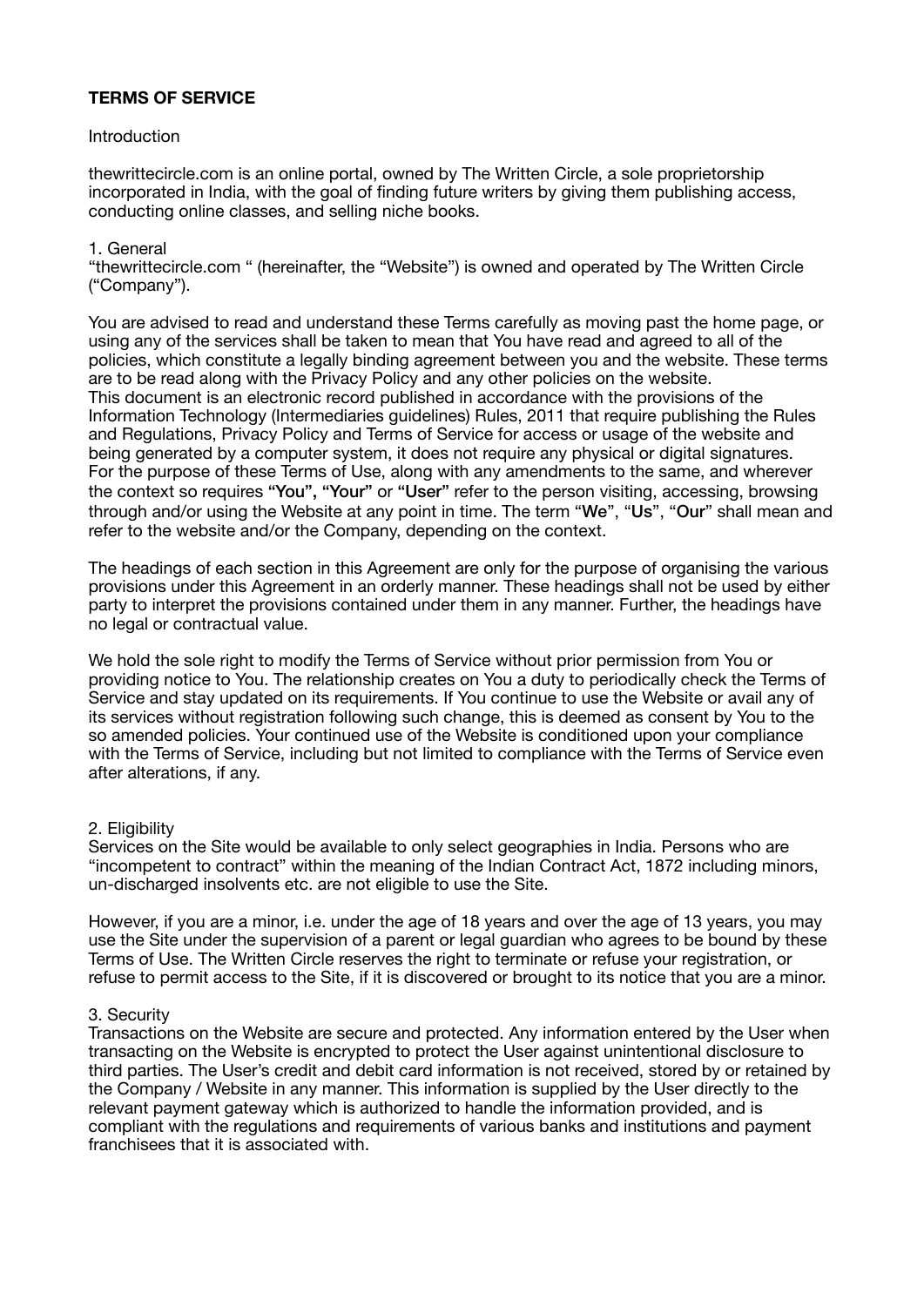**TERMS OF SERVICE**

Introduction

thewrittecircle.com is an online portal, owned by The Written Circle, a sole proprietorship incorporated in India, with the goal of finding future writers by giving them publishing access, conducting online classes, and selling niche books.

1. General
"thewrittecircle.com " (hereinafter, the "Website") is owned and operated by The Written Circle ("Company").

You are advised to read and understand these Terms carefully as moving past the home page, or using any of the services shall be taken to mean that You have read and agreed to all of the policies, which constitute a legally binding agreement between you and the website. These terms are to be read along with the Privacy Policy and any other policies on the website.
This document is an electronic record published in accordance with the provisions of the Information Technology (Intermediaries guidelines) Rules, 2011 that require publishing the Rules and Regulations, Privacy Policy and Terms of Service for access or usage of the website and being generated by a computer system, it does not require any physical or digital signatures.
For the purpose of these Terms of Use, along with any amendments to the same, and wherever the context so requires "You", "Your" or "User" refer to the person visiting, accessing, browsing through and/or using the Website at any point in time. The term "We", "Us", "Our" shall mean and refer to the website and/or the Company, depending on the context.

The headings of each section in this Agreement are only for the purpose of organising the various provisions under this Agreement in an orderly manner. These headings shall not be used by either party to interpret the provisions contained under them in any manner. Further, the headings have no legal or contractual value.

We hold the sole right to modify the Terms of Service without prior permission from You or providing notice to You. The relationship creates on You a duty to periodically check the Terms of Service and stay updated on its requirements. If You continue to use the Website or avail any of its services without registration following such change, this is deemed as consent by You to the so amended policies. Your continued use of the Website is conditioned upon your compliance with the Terms of Service, including but not limited to compliance with the Terms of Service even after alterations, if any.

2. Eligibility
Services on the Site would be available to only select geographies in India. Persons who are "incompetent to contract" within the meaning of the Indian Contract Act, 1872 including minors, un-discharged insolvents etc. are not eligible to use the Site.

However, if you are a minor, i.e. under the age of 18 years and over the age of 13 years, you may use the Site under the supervision of a parent or legal guardian who agrees to be bound by these Terms of Use. The Written Circle reserves the right to terminate or refuse your registration, or refuse to permit access to the Site, if it is discovered or brought to its notice that you are a minor.

3. Security
Transactions on the Website are secure and protected. Any information entered by the User when transacting on the Website is encrypted to protect the User against unintentional disclosure to third parties. The User's credit and debit card information is not received, stored by or retained by the Company / Website in any manner. This information is supplied by the User directly to the relevant payment gateway which is authorized to handle the information provided, and is compliant with the regulations and requirements of various banks and institutions and payment franchisees that it is associated with.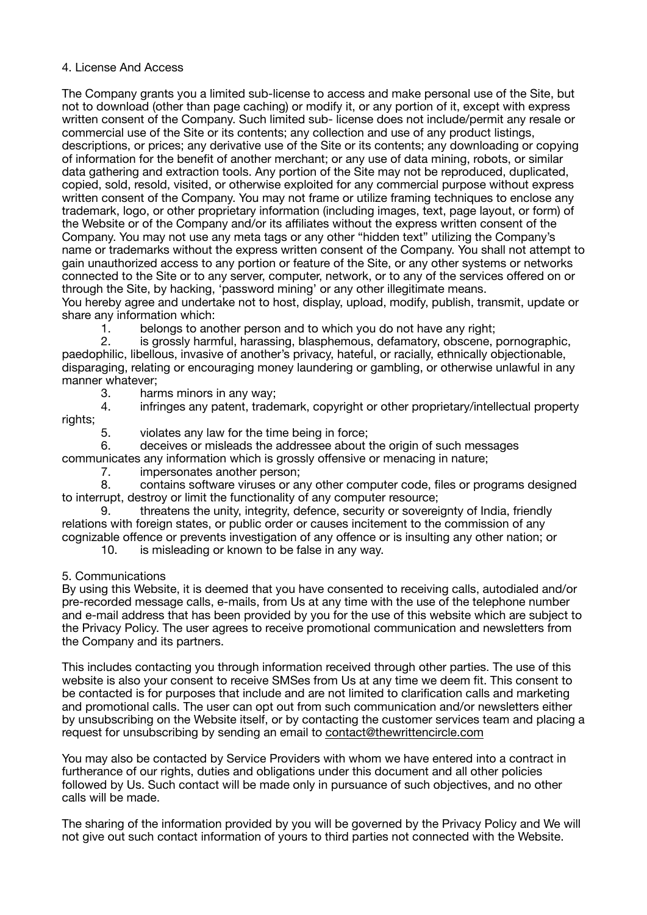## 4. License And Access

The Company grants you a limited sub-license to access and make personal use of the Site, but not to download (other than page caching) or modify it, or any portion of it, except with express written consent of the Company. Such limited sub- license does not include/permit any resale or commercial use of the Site or its contents; any collection and use of any product listings, descriptions, or prices; any derivative use of the Site or its contents; any downloading or copying of information for the benefit of another merchant; or any use of data mining, robots, or similar data gathering and extraction tools. Any portion of the Site may not be reproduced, duplicated, copied, sold, resold, visited, or otherwise exploited for any commercial purpose without express written consent of the Company. You may not frame or utilize framing techniques to enclose any trademark, logo, or other proprietary information (including images, text, page layout, or form) of the Website or of the Company and/or its affiliates without the express written consent of the Company. You may not use any meta tags or any other "hidden text" utilizing the Company's name or trademarks without the express written consent of the Company. You shall not attempt to gain unauthorized access to any portion or feature of the Site, or any other systems or networks connected to the Site or to any server, computer, network, or to any of the services offered on or through the Site, by hacking, 'password mining' or any other illegitimate means.

You hereby agree and undertake not to host, display, upload, modify, publish, transmit, update or share any information which:

1. belongs to another person and to which you do not have any right;
2. is grossly harmful, harassing, blasphemous, defamatory, obscene, pornographic, paedophilic, libellous, invasive of another's privacy, hateful, or racially, ethnically objectionable, disparaging, relating or encouraging money laundering or gambling, or otherwise unlawful in any manner whatever;
3. harms minors in any way;
4. infringes any patent, trademark, copyright or other proprietary/intellectual property rights;
5. violates any law for the time being in force;
6. deceives or misleads the addressee about the origin of such messages communicates any information which is grossly offensive or menacing in nature;
7. impersonates another person;
8. contains software viruses or any other computer code, files or programs designed to interrupt, destroy or limit the functionality of any computer resource;
9. threatens the unity, integrity, defence, security or sovereignty of India, friendly relations with foreign states, or public order or causes incitement to the commission of any cognizable offence or prevents investigation of any offence or is insulting any other nation; or
10. is misleading or known to be false in any way.

## 5. Communications

By using this Website, it is deemed that you have consented to receiving calls, autodialed and/or pre-recorded message calls, e-mails, from Us at any time with the use of the telephone number and e-mail address that has been provided by you for the use of this website which are subject to the Privacy Policy. The user agrees to receive promotional communication and newsletters from the Company and its partners.

This includes contacting you through information received through other parties. The use of this website is also your consent to receive SMSes from Us at any time we deem fit. This consent to be contacted is for purposes that include and are not limited to clarification calls and marketing and promotional calls. The user can opt out from such communication and/or newsletters either by unsubscribing on the Website itself, or by contacting the customer services team and placing a request for unsubscribing by sending an email to contact@thewrittencircle.com

You may also be contacted by Service Providers with whom we have entered into a contract in furtherance of our rights, duties and obligations under this document and all other policies followed by Us. Such contact will be made only in pursuance of such objectives, and no other calls will be made.

The sharing of the information provided by you will be governed by the Privacy Policy and We will not give out such contact information of yours to third parties not connected with the Website.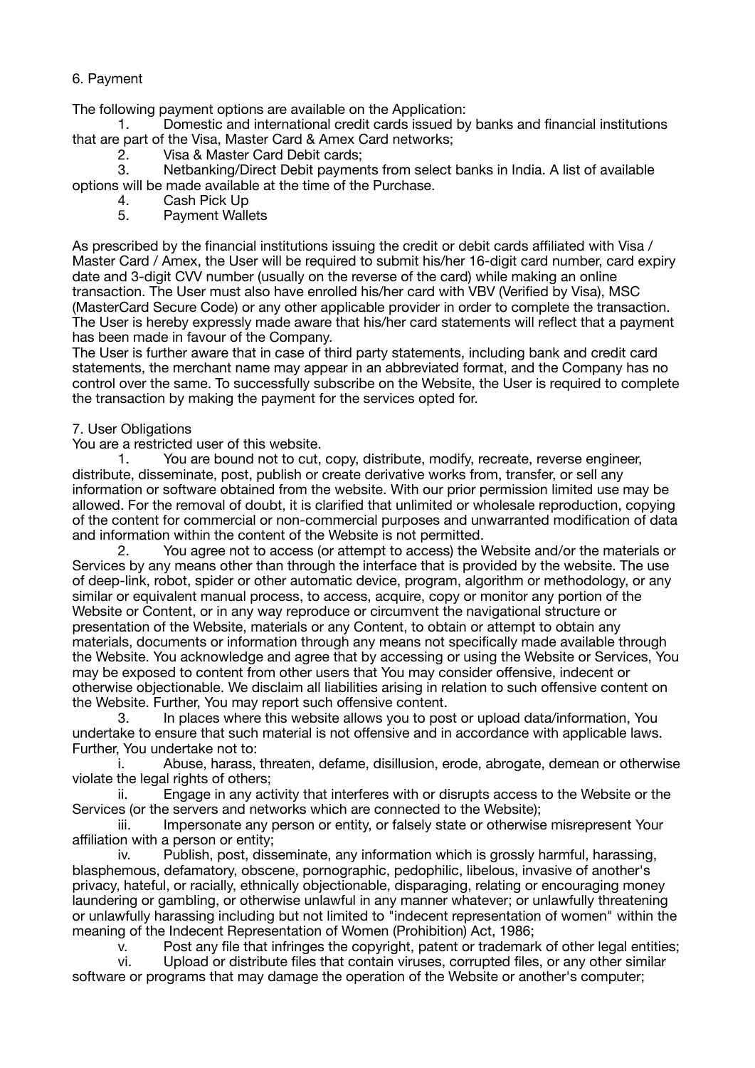## 6. Payment

The following payment options are available on the Application:

1. Domestic and international credit cards issued by banks and financial institutions that are part of the Visa, Master Card & Amex Card networks;
2. Visa & Master Card Debit cards;
3. Netbanking/Direct Debit payments from select banks in India. A list of available options will be made available at the time of the Purchase.
4. Cash Pick Up
5. Payment Wallets

As prescribed by the financial institutions issuing the credit or debit cards affiliated with Visa / Master Card / Amex, the User will be required to submit his/her 16-digit card number, card expiry date and 3-digit CVV number (usually on the reverse of the card) while making an online transaction. The User must also have enrolled his/her card with VBV (Verified by Visa), MSC (MasterCard Secure Code) or any other applicable provider in order to complete the transaction. The User is hereby expressly made aware that his/her card statements will reflect that a payment has been made in favour of the Company.

The User is further aware that in case of third party statements, including bank and credit card statements, the merchant name may appear in an abbreviated format, and the Company has no control over the same. To successfully subscribe on the Website, the User is required to complete the transaction by making the payment for the services opted for.

## 7. User Obligations

You are a restricted user of this website.

1. You are bound not to cut, copy, distribute, modify, recreate, reverse engineer, distribute, disseminate, post, publish or create derivative works from, transfer, or sell any information or software obtained from the website. With our prior permission limited use may be allowed. For the removal of doubt, it is clarified that unlimited or wholesale reproduction, copying of the content for commercial or non-commercial purposes and unwarranted modification of data and information within the content of the Website is not permitted.
2. You agree not to access (or attempt to access) the Website and/or the materials or Services by any means other than through the interface that is provided by the website. The use of deep-link, robot, spider or other automatic device, program, algorithm or methodology, or any similar or equivalent manual process, to access, acquire, copy or monitor any portion of the Website or Content, or in any way reproduce or circumvent the navigational structure or presentation of the Website, materials or any Content, to obtain or attempt to obtain any materials, documents or information through any means not specifically made available through the Website. You acknowledge and agree that by accessing or using the Website or Services, You may be exposed to content from other users that You may consider offensive, indecent or otherwise objectionable. We disclaim all liabilities arising in relation to such offensive content on the Website. Further, You may report such offensive content.
3. In places where this website allows you to post or upload data/information, You undertake to ensure that such material is not offensive and in accordance with applicable laws. Further, You undertake not to:
   1. Abuse, harass, threaten, defame, disillusion, erode, abrogate, demean or otherwise violate the legal rights of others;
   2. Engage in any activity that interferes with or disrupts access to the Website or the Services (or the servers and networks which are connected to the Website);
   3. Impersonate any person or entity, or falsely state or otherwise misrepresent Your affiliation with a person or entity;
   4. Publish, post, disseminate, any information which is grossly harmful, harassing, blasphemous, defamatory, obscene, pornographic, pedophilic, libelous, invasive of another's privacy, hateful, or racially, ethnically objectionable, disparaging, relating or encouraging money laundering or gambling, or otherwise unlawful in any manner whatever; or unlawfully threatening or unlawfully harassing including but not limited to "indecent representation of women" within the meaning of the Indecent Representation of Women (Prohibition) Act, 1986;
   5. Post any file that infringes the copyright, patent or trademark of other legal entities;
   6. Upload or distribute files that contain viruses, corrupted files, or any other similar software or programs that may damage the operation of the Website or another's computer;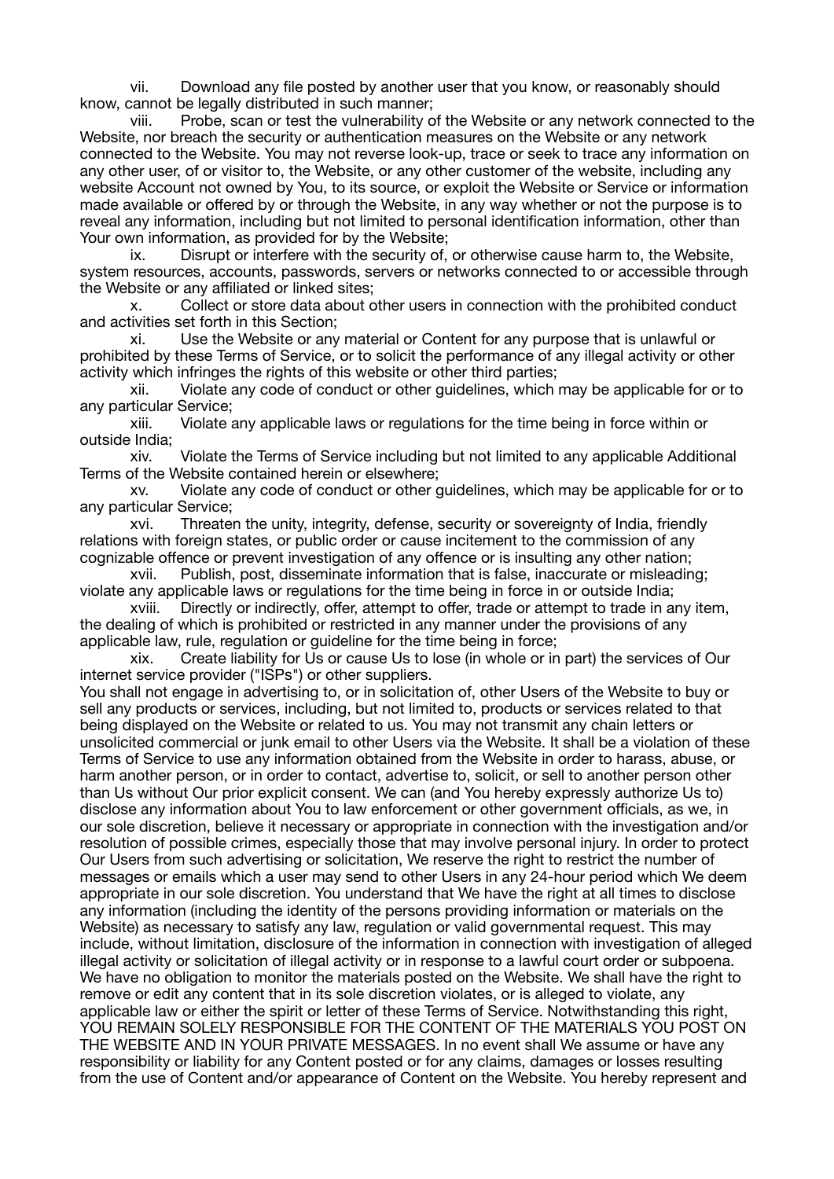vii. Download any file posted by another user that you know, or reasonably should know, cannot be legally distributed in such manner;

viii. Probe, scan or test the vulnerability of the Website or any network connected to the Website, nor breach the security or authentication measures on the Website or any network connected to the Website. You may not reverse look-up, trace or seek to trace any information on any other user, of or visitor to, the Website, or any other customer of the website, including any website Account not owned by You, to its source, or exploit the Website or Service or information made available or offered by or through the Website, in any way whether or not the purpose is to reveal any information, including but not limited to personal identification information, other than Your own information, as provided for by the Website;

ix. Disrupt or interfere with the security of, or otherwise cause harm to, the Website, system resources, accounts, passwords, servers or networks connected to or accessible through the Website or any affiliated or linked sites;

x. Collect or store data about other users in connection with the prohibited conduct and activities set forth in this Section;

xi. Use the Website or any material or Content for any purpose that is unlawful or prohibited by these Terms of Service, or to solicit the performance of any illegal activity or other activity which infringes the rights of this website or other third parties;

xii. Violate any code of conduct or other guidelines, which may be applicable for or to any particular Service;

xiii. Violate any applicable laws or regulations for the time being in force within or outside India;

xiv. Violate the Terms of Service including but not limited to any applicable Additional Terms of the Website contained herein or elsewhere;

xv. Violate any code of conduct or other guidelines, which may be applicable for or to any particular Service;

xvi. Threaten the unity, integrity, defense, security or sovereignty of India, friendly relations with foreign states, or public order or cause incitement to the commission of any cognizable offence or prevent investigation of any offence or is insulting any other nation;

xvii. Publish, post, disseminate information that is false, inaccurate or misleading; violate any applicable laws or regulations for the time being in force in or outside India;

xviii. Directly or indirectly, offer, attempt to offer, trade or attempt to trade in any item, the dealing of which is prohibited or restricted in any manner under the provisions of any applicable law, rule, regulation or guideline for the time being in force;

xix. Create liability for Us or cause Us to lose (in whole or in part) the services of Our internet service provider ("ISPs") or other suppliers.

You shall not engage in advertising to, or in solicitation of, other Users of the Website to buy or sell any products or services, including, but not limited to, products or services related to that being displayed on the Website or related to us. You may not transmit any chain letters or unsolicited commercial or junk email to other Users via the Website. It shall be a violation of these Terms of Service to use any information obtained from the Website in order to harass, abuse, or harm another person, or in order to contact, advertise to, solicit, or sell to another person other than Us without Our prior explicit consent. We can (and You hereby expressly authorize Us to) disclose any information about You to law enforcement or other government officials, as we, in our sole discretion, believe it necessary or appropriate in connection with the investigation and/or resolution of possible crimes, especially those that may involve personal injury. In order to protect Our Users from such advertising or solicitation, We reserve the right to restrict the number of messages or emails which a user may send to other Users in any 24-hour period which We deem appropriate in our sole discretion. You understand that We have the right at all times to disclose any information (including the identity of the persons providing information or materials on the Website) as necessary to satisfy any law, regulation or valid governmental request. This may include, without limitation, disclosure of the information in connection with investigation of alleged illegal activity or solicitation of illegal activity or in response to a lawful court order or subpoena. We have no obligation to monitor the materials posted on the Website. We shall have the right to remove or edit any content that in its sole discretion violates, or is alleged to violate, any applicable law or either the spirit or letter of these Terms of Service. Notwithstanding this right, YOU REMAIN SOLELY RESPONSIBLE FOR THE CONTENT OF THE MATERIALS YOU POST ON THE WEBSITE AND IN YOUR PRIVATE MESSAGES. In no event shall We assume or have any responsibility or liability for any Content posted or for any claims, damages or losses resulting from the use of Content and/or appearance of Content on the Website. You hereby represent and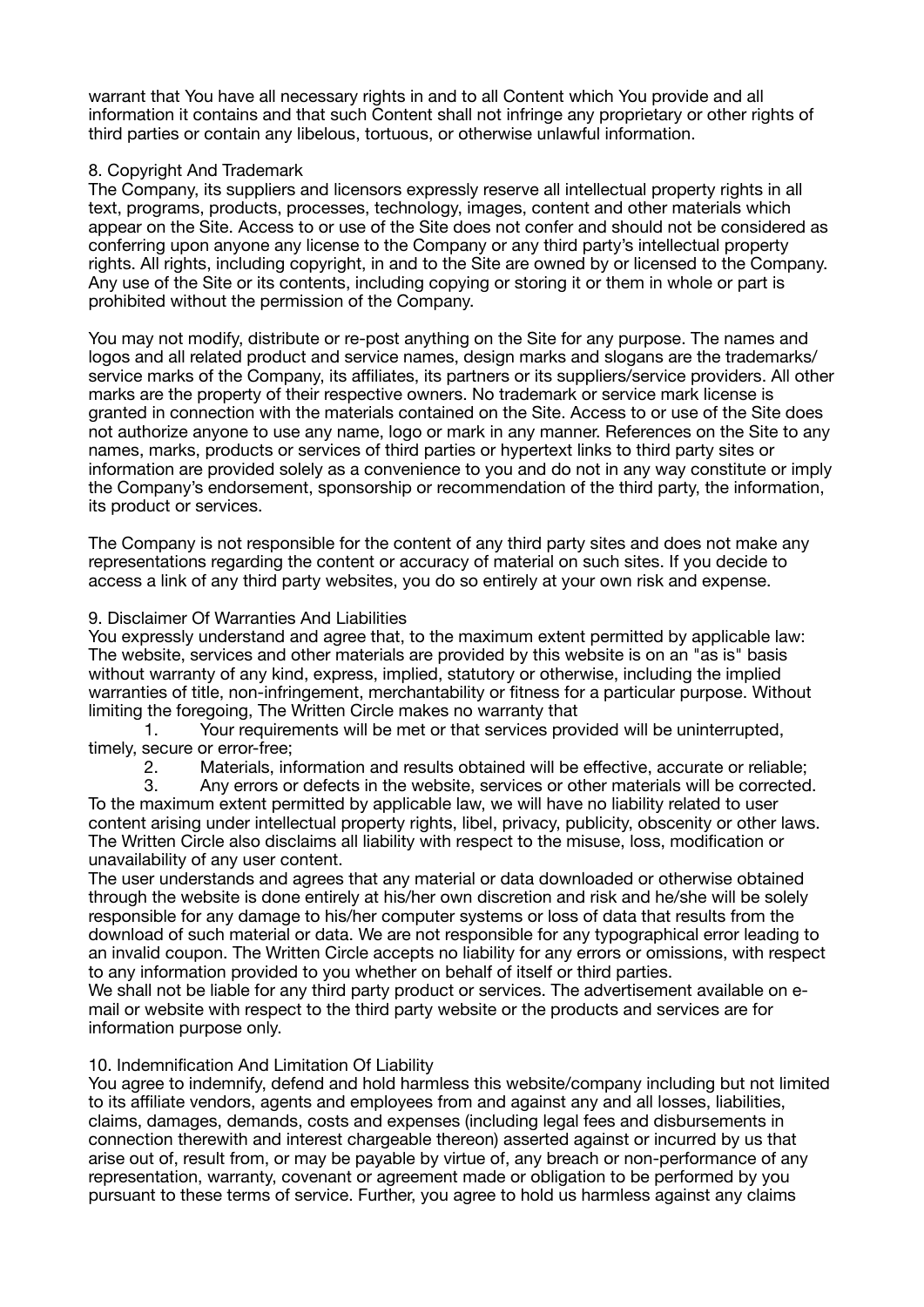warrant that You have all necessary rights in and to all Content which You provide and all information it contains and that such Content shall not infringe any proprietary or other rights of third parties or contain any libelous, tortuous, or otherwise unlawful information.

## 8. Copyright And Trademark

The Company, its suppliers and licensors expressly reserve all intellectual property rights in all text, programs, products, processes, technology, images, content and other materials which appear on the Site. Access to or use of the Site does not confer and should not be considered as conferring upon anyone any license to the Company or any third party's intellectual property rights. All rights, including copyright, in and to the Site are owned by or licensed to the Company. Any use of the Site or its contents, including copying or storing it or them in whole or part is prohibited without the permission of the Company.

You may not modify, distribute or re-post anything on the Site for any purpose. The names and logos and all related product and service names, design marks and slogans are the trademarks/service marks of the Company, its affiliates, its partners or its suppliers/service providers. All other marks are the property of their respective owners. No trademark or service mark license is granted in connection with the materials contained on the Site. Access to or use of the Site does not authorize anyone to use any name, logo or mark in any manner. References on the Site to any names, marks, products or services of third parties or hypertext links to third party sites or information are provided solely as a convenience to you and do not in any way constitute or imply the Company's endorsement, sponsorship or recommendation of the third party, the information, its product or services.

The Company is not responsible for the content of any third party sites and does not make any representations regarding the content or accuracy of material on such sites. If you decide to access a link of any third party websites, you do so entirely at your own risk and expense.

## 9. Disclaimer Of Warranties And Liabilities

You expressly understand and agree that, to the maximum extent permitted by applicable law: The website, services and other materials are provided by this website is on an "as is" basis without warranty of any kind, express, implied, statutory or otherwise, including the implied warranties of title, non-infringement, merchantability or fitness for a particular purpose. Without limiting the foregoing, The Written Circle makes no warranty that

1. Your requirements will be met or that services provided will be uninterrupted, timely, secure or error-free;
2. Materials, information and results obtained will be effective, accurate or reliable;
3. Any errors or defects in the website, services or other materials will be corrected.

To the maximum extent permitted by applicable law, we will have no liability related to user content arising under intellectual property rights, libel, privacy, publicity, obscenity or other laws. The Written Circle also disclaims all liability with respect to the misuse, loss, modification or unavailability of any user content.

The user understands and agrees that any material or data downloaded or otherwise obtained through the website is done entirely at his/her own discretion and risk and he/she will be solely responsible for any damage to his/her computer systems or loss of data that results from the download of such material or data. We are not responsible for any typographical error leading to an invalid coupon. The Written Circle accepts no liability for any errors or omissions, with respect to any information provided to you whether on behalf of itself or third parties.

We shall not be liable for any third party product or services. The advertisement available on e-mail or website with respect to the third party website or the products and services are for information purpose only.

## 10. Indemnification And Limitation Of Liability

You agree to indemnify, defend and hold harmless this website/company including but not limited to its affiliate vendors, agents and employees from and against any and all losses, liabilities, claims, damages, demands, costs and expenses (including legal fees and disbursements in connection therewith and interest chargeable thereon) asserted against or incurred by us that arise out of, result from, or may be payable by virtue of, any breach or non-performance of any representation, warranty, covenant or agreement made or obligation to be performed by you pursuant to these terms of service. Further, you agree to hold us harmless against any claims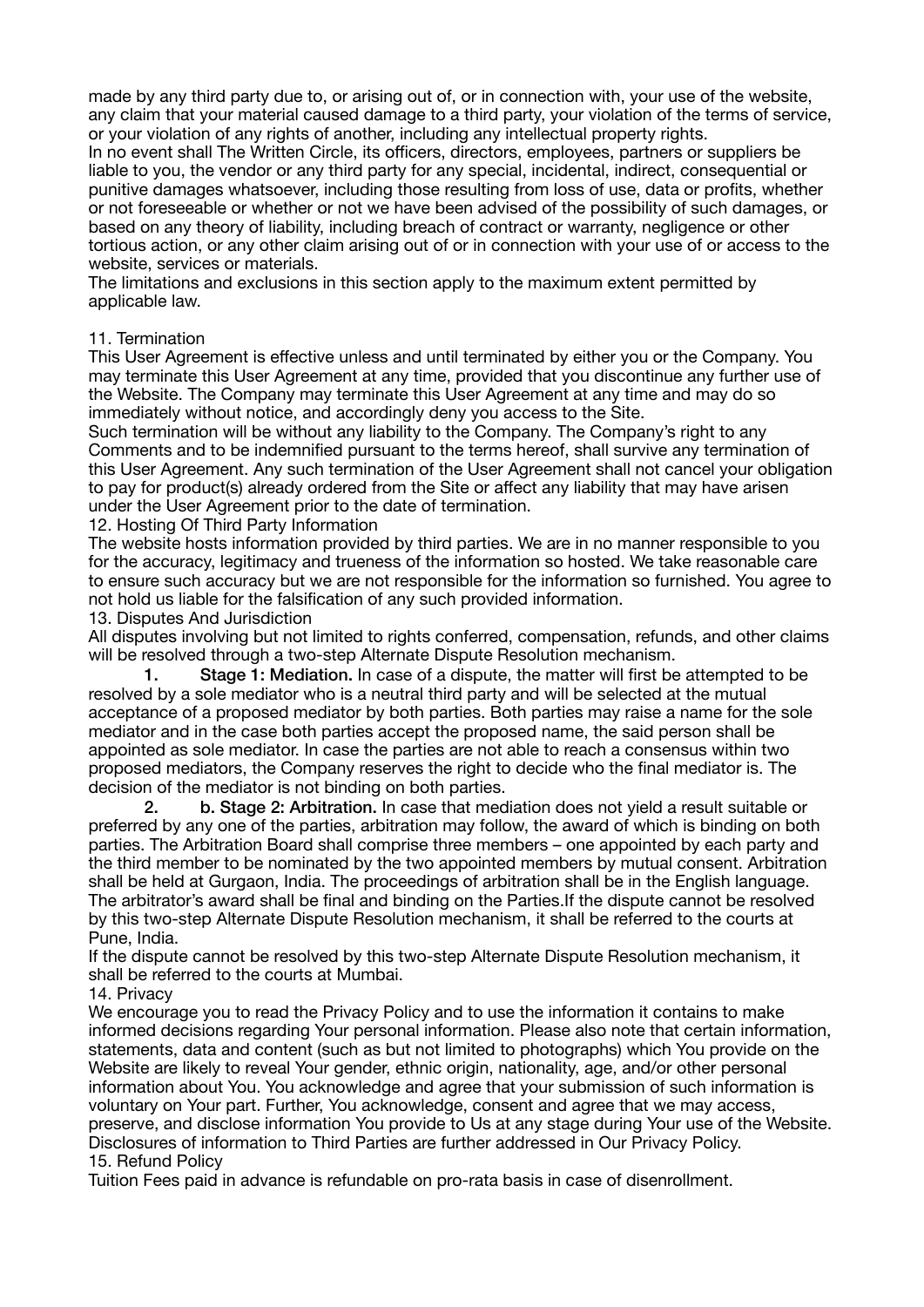made by any third party due to, or arising out of, or in connection with, your use of the website, any claim that your material caused damage to a third party, your violation of the terms of service, or your violation of any rights of another, including any intellectual property rights.

In no event shall The Written Circle, its officers, directors, employees, partners or suppliers be liable to you, the vendor or any third party for any special, incidental, indirect, consequential or punitive damages whatsoever, including those resulting from loss of use, data or profits, whether or not foreseeable or whether or not we have been advised of the possibility of such damages, or based on any theory of liability, including breach of contract or warranty, negligence or other tortious action, or any other claim arising out of or in connection with your use of or access to the website, services or materials.

The limitations and exclusions in this section apply to the maximum extent permitted by applicable law.

11. Termination

This User Agreement is effective unless and until terminated by either you or the Company. You may terminate this User Agreement at any time, provided that you discontinue any further use of the Website. The Company may terminate this User Agreement at any time and may do so immediately without notice, and accordingly deny you access to the Site.

Such termination will be without any liability to the Company. The Company's right to any Comments and to be indemnified pursuant to the terms hereof, shall survive any termination of this User Agreement. Any such termination of the User Agreement shall not cancel your obligation to pay for product(s) already ordered from the Site or affect any liability that may have arisen under the User Agreement prior to the date of termination.

12. Hosting Of Third Party Information

The website hosts information provided by third parties. We are in no manner responsible to you for the accuracy, legitimacy and trueness of the information so hosted. We take reasonable care to ensure such accuracy but we are not responsible for the information so furnished. You agree to not hold us liable for the falsification of any such provided information.

13. Disputes And Jurisdiction

All disputes involving but not limited to rights conferred, compensation, refunds, and other claims will be resolved through a two-step Alternate Dispute Resolution mechanism.

1. **Stage 1: Mediation.** In case of a dispute, the matter will first be attempted to be resolved by a sole mediator who is a neutral third party and will be selected at the mutual acceptance of a proposed mediator by both parties. Both parties may raise a name for the sole mediator and in the case both parties accept the proposed name, the said person shall be appointed as sole mediator. In case the parties are not able to reach a consensus within two proposed mediators, the Company reserves the right to decide who the final mediator is. The decision of the mediator is not binding on both parties.
2. **b. Stage 2: Arbitration.** In case that mediation does not yield a result suitable or preferred by any one of the parties, arbitration may follow, the award of which is binding on both parties. The Arbitration Board shall comprise three members – one appointed by each party and the third member to be nominated by the two appointed members by mutual consent. Arbitration shall be held at Gurgaon, India. The proceedings of arbitration shall be in the English language. The arbitrator's award shall be final and binding on the Parties.If the dispute cannot be resolved by this two-step Alternate Dispute Resolution mechanism, it shall be referred to the courts at Pune, India.

If the dispute cannot be resolved by this two-step Alternate Dispute Resolution mechanism, it shall be referred to the courts at Mumbai.

14. Privacy

We encourage you to read the Privacy Policy and to use the information it contains to make informed decisions regarding Your personal information. Please also note that certain information, statements, data and content (such as but not limited to photographs) which You provide on the Website are likely to reveal Your gender, ethnic origin, nationality, age, and/or other personal information about You. You acknowledge and agree that your submission of such information is voluntary on Your part. Further, You acknowledge, consent and agree that we may access, preserve, and disclose information You provide to Us at any stage during Your use of the Website. Disclosures of information to Third Parties are further addressed in Our Privacy Policy.

15. Refund Policy

Tuition Fees paid in advance is refundable on pro-rata basis in case of disenrollment.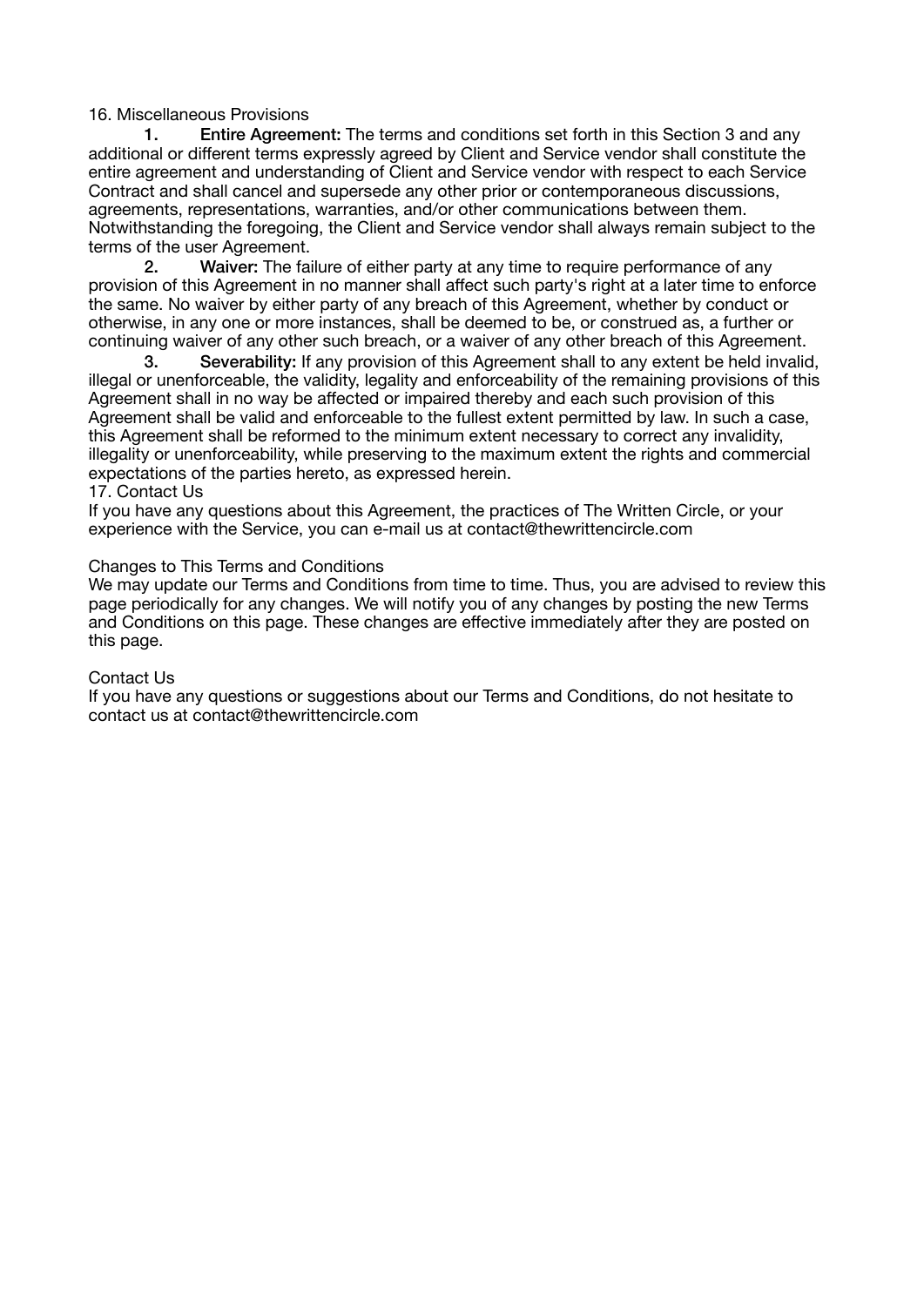16. Miscellaneous Provisions

1. **Entire Agreement:** The terms and conditions set forth in this Section 3 and any additional or different terms expressly agreed by Client and Service vendor shall constitute the entire agreement and understanding of Client and Service vendor with respect to each Service Contract and shall cancel and supersede any other prior or contemporaneous discussions, agreements, representations, warranties, and/or other communications between them. Notwithstanding the foregoing, the Client and Service vendor shall always remain subject to the terms of the user Agreement.
2. **Waiver:** The failure of either party at any time to require performance of any provision of this Agreement in no manner shall affect such party's right at a later time to enforce the same. No waiver by either party of any breach of this Agreement, whether by conduct or otherwise, in any one or more instances, shall be deemed to be, or construed as, a further or continuing waiver of any other such breach, or a waiver of any other breach of this Agreement.
3. **Severability:** If any provision of this Agreement shall to any extent be held invalid, illegal or unenforceable, the validity, legality and enforceability of the remaining provisions of this Agreement shall in no way be affected or impaired thereby and each such provision of this Agreement shall be valid and enforceable to the fullest extent permitted by law. In such a case, this Agreement shall be reformed to the minimum extent necessary to correct any invalidity, illegality or unenforceability, while preserving to the maximum extent the rights and commercial expectations of the parties hereto, as expressed herein.

17. Contact Us

If you have any questions about this Agreement, the practices of The Written Circle, or your experience with the Service, you can e-mail us at contact@thewrittencircle.com

Changes to This Terms and Conditions

We may update our Terms and Conditions from time to time. Thus, you are advised to review this page periodically for any changes. We will notify you of any changes by posting the new Terms and Conditions on this page. These changes are effective immediately after they are posted on this page.

Contact Us

If you have any questions or suggestions about our Terms and Conditions, do not hesitate to contact us at contact@thewrittencircle.com